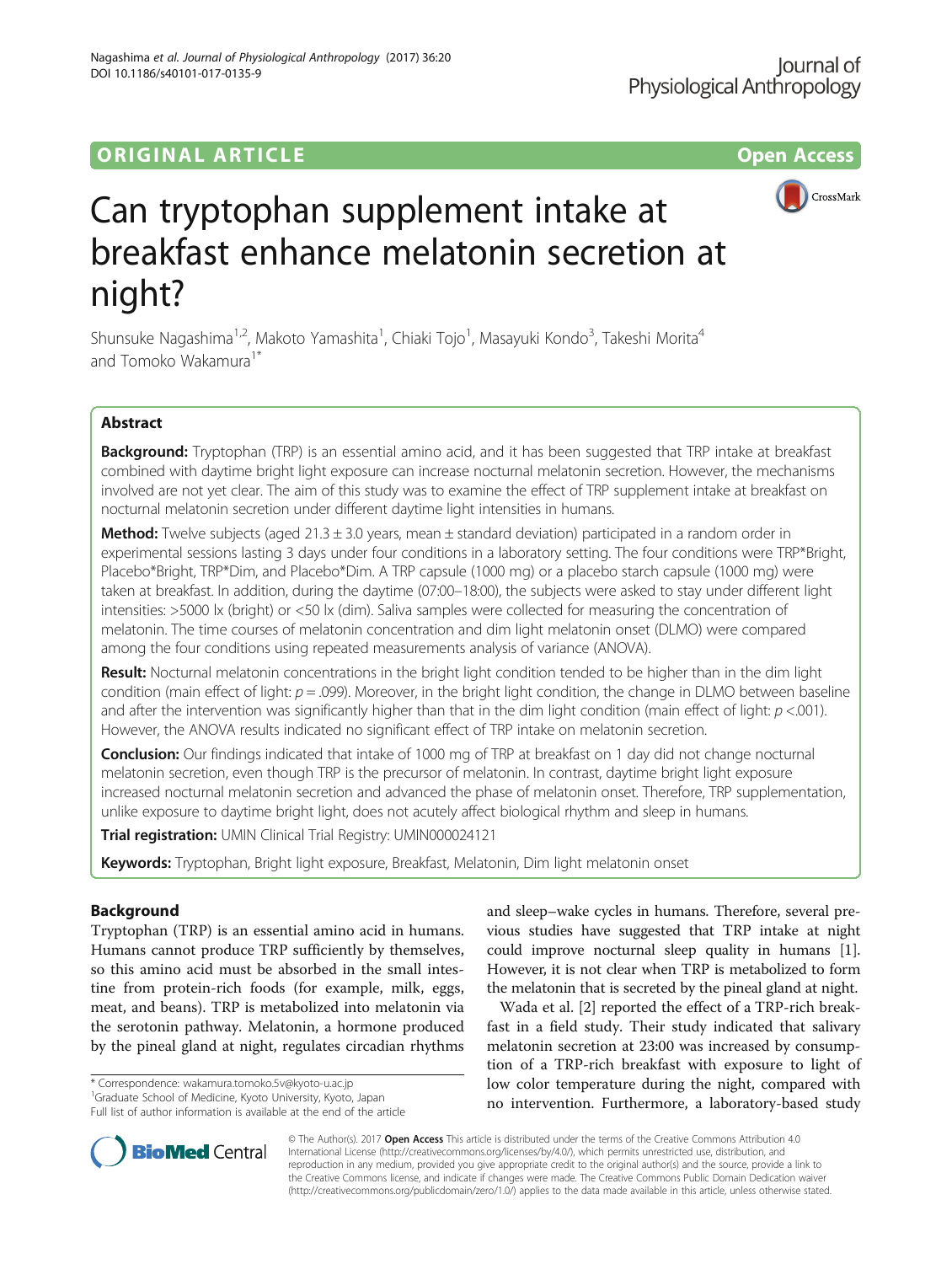ORIGINAL ARTICLE

Open Access

# Can tryptophan supplement intake at breakfast enhance melatonin secretion at night?

Shunsuke Nagashima[1,2], Makoto Yamashita[1], Chiaki Tojo[1], Masayuki Kondo[3], Takeshi Morita[4] and Tomoko Wakamura[1*]

## Abstract

**Background:** Tryptophan (TRP) is an essential amino acid, and it has been suggested that TRP intake at breakfast combined with daytime bright light exposure can increase nocturnal melatonin secretion. However, the mechanisms involved are not yet clear. The aim of this study was to examine the effect of TRP supplement intake at breakfast on nocturnal melatonin secretion under different daytime light intensities in humans.

**Method:** Twelve subjects (aged 21.3 ± 3.0 years, mean ± standard deviation) participated in a random order in experimental sessions lasting 3 days under four conditions in a laboratory setting. The four conditions were TRP*Bright, Placebo*Bright, TRP*Dim, and Placebo*Dim. A TRP capsule (1000 mg) or a placebo starch capsule (1000 mg) were taken at breakfast. In addition, during the daytime (07:00–18:00), the subjects were asked to stay under different light intensities: >5000 lx (bright) or <50 lx (dim). Saliva samples were collected for measuring the concentration of melatonin. The time courses of melatonin concentration and dim light melatonin onset (DLMO) were compared among the four conditions using repeated measurements analysis of variance (ANOVA).

**Result:** Nocturnal melatonin concentrations in the bright light condition tended to be higher than in the dim light condition (main effect of light: $p = .099$). Moreover, in the bright light condition, the change in DLMO between baseline and after the intervention was significantly higher than that in the dim light condition (main effect of light: $p < .001$). However, the ANOVA results indicated no significant effect of TRP intake on melatonin secretion.

**Conclusion:** Our findings indicated that intake of 1000 mg of TRP at breakfast on 1 day did not change nocturnal melatonin secretion, even though TRP is the precursor of melatonin. In contrast, daytime bright light exposure increased nocturnal melatonin secretion and advanced the phase of melatonin onset. Therefore, TRP supplementation, unlike exposure to daytime bright light, does not acutely affect biological rhythm and sleep in humans.

**Trial registration:** UMIN Clinical Trial Registry: UMIN000024121

**Keywords:** Tryptophan, Bright light exposure, Breakfast, Melatonin, Dim light melatonin onset

## Background

Tryptophan (TRP) is an essential amino acid in humans. Humans cannot produce TRP sufficiently by themselves, so this amino acid must be absorbed in the small intestine from protein-rich foods (for example, milk, eggs, meat, and beans). TRP is metabolized into melatonin via the serotonin pathway. Melatonin, a hormone produced by the pineal gland at night, regulates circadian rhythms and sleep–wake cycles in humans. Therefore, several previous studies have suggested that TRP intake at night could improve nocturnal sleep quality in humans [1]. However, it is not clear when TRP is metabolized to form the melatonin that is secreted by the pineal gland at night.

Wada et al. [2] reported the effect of a TRP-rich breakfast in a field study. Their study indicated that salivary melatonin secretion at 23:00 was increased by consumption of a TRP-rich breakfast with exposure to light of low color temperature during the night, compared with no intervention. Furthermore, a laboratory-based study

* Correspondence: wakamura.tomoko.5v@kyoto-u.ac.jp
[1]Graduate School of Medicine, Kyoto University, Kyoto, Japan
Full list of author information is available at the end of the article

© The Author(s). 2017 **Open Access** This article is distributed under the terms of the Creative Commons Attribution 4.0 International License (http://creativecommons.org/licenses/by/4.0/), which permits unrestricted use, distribution, and reproduction in any medium, provided you give appropriate credit to the original author(s) and the source, provide a link to the Creative Commons license, and indicate if changes were made. The Creative Commons Public Domain Dedication waiver (http://creativecommons.org/publicdomain/zero/1.0/) applies to the data made available in this article, unless otherwise stated.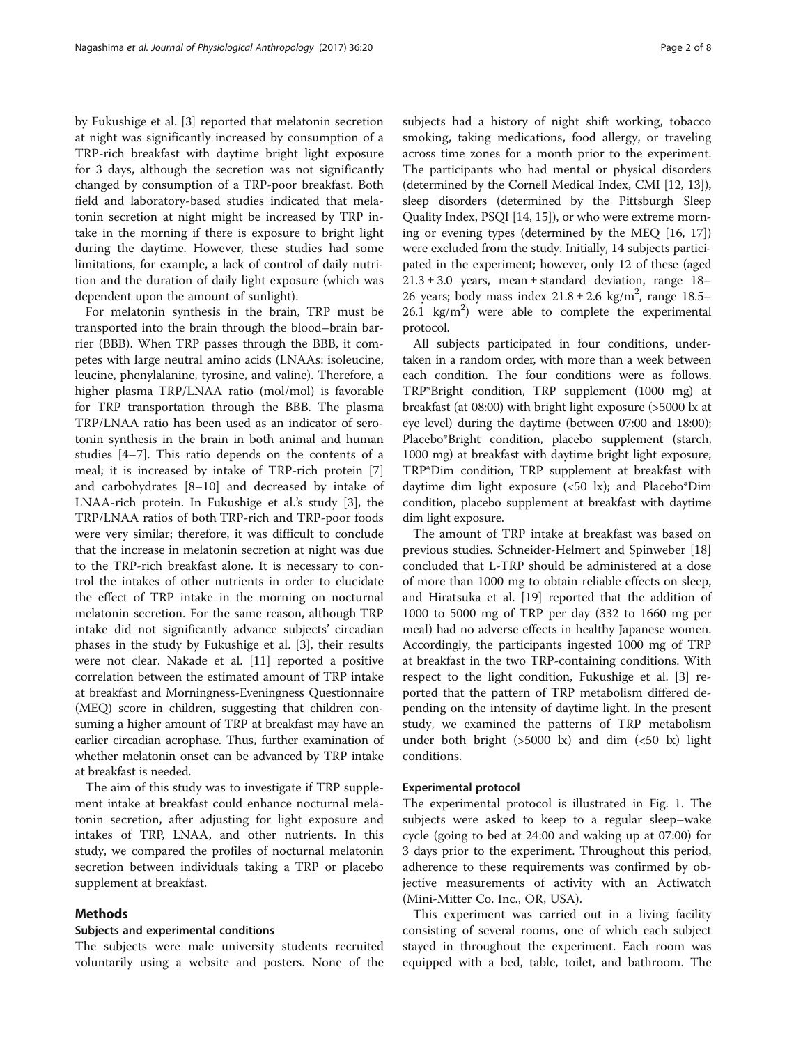by Fukushige et al. [3] reported that melatonin secretion at night was significantly increased by consumption of a TRP-rich breakfast with daytime bright light exposure for 3 days, although the secretion was not significantly changed by consumption of a TRP-poor breakfast. Both field and laboratory-based studies indicated that melatonin secretion at night might be increased by TRP intake in the morning if there is exposure to bright light during the daytime. However, these studies had some limitations, for example, a lack of control of daily nutrition and the duration of daily light exposure (which was dependent upon the amount of sunlight).

For melatonin synthesis in the brain, TRP must be transported into the brain through the blood–brain barrier (BBB). When TRP passes through the BBB, it competes with large neutral amino acids (LNAAs: isoleucine, leucine, phenylalanine, tyrosine, and valine). Therefore, a higher plasma TRP/LNAA ratio (mol/mol) is favorable for TRP transportation through the BBB. The plasma TRP/LNAA ratio has been used as an indicator of serotonin synthesis in the brain in both animal and human studies [4–7]. This ratio depends on the contents of a meal; it is increased by intake of TRP-rich protein [7] and carbohydrates [8–10] and decreased by intake of LNAA-rich protein. In Fukushige et al.'s study [3], the TRP/LNAA ratios of both TRP-rich and TRP-poor foods were very similar; therefore, it was difficult to conclude that the increase in melatonin secretion at night was due to the TRP-rich breakfast alone. It is necessary to control the intakes of other nutrients in order to elucidate the effect of TRP intake in the morning on nocturnal melatonin secretion. For the same reason, although TRP intake did not significantly advance subjects' circadian phases in the study by Fukushige et al. [3], their results were not clear. Nakade et al. [11] reported a positive correlation between the estimated amount of TRP intake at breakfast and Morningness-Eveningness Questionnaire (MEQ) score in children, suggesting that children consuming a higher amount of TRP at breakfast may have an earlier circadian acrophase. Thus, further examination of whether melatonin onset can be advanced by TRP intake at breakfast is needed.

The aim of this study was to investigate if TRP supplement intake at breakfast could enhance nocturnal melatonin secretion, after adjusting for light exposure and intakes of TRP, LNAA, and other nutrients. In this study, we compared the profiles of nocturnal melatonin secretion between individuals taking a TRP or placebo supplement at breakfast.

## Methods

### Subjects and experimental conditions

The subjects were male university students recruited voluntarily using a website and posters. None of the subjects had a history of night shift working, tobacco smoking, taking medications, food allergy, or traveling across time zones for a month prior to the experiment. The participants who had mental or physical disorders (determined by the Cornell Medical Index, CMI [12, 13]), sleep disorders (determined by the Pittsburgh Sleep Quality Index, PSQI [14, 15]), or who were extreme morning or evening types (determined by the MEQ [16, 17]) were excluded from the study. Initially, 14 subjects participated in the experiment; however, only 12 of these (aged $21.3 \pm 3.0$ years, mean ± standard deviation, range 18–26 years; body mass index $21.8 \pm 2.6$ kg/m$^2$, range 18.5–26.1 kg/m$^2$) were able to complete the experimental protocol.

All subjects participated in four conditions, undertaken in a random order, with more than a week between each condition. The four conditions were as follows. TRP*Bright condition, TRP supplement (1000 mg) at breakfast (at 08:00) with bright light exposure (>5000 lx at eye level) during the daytime (between 07:00 and 18:00); Placebo*Bright condition, placebo supplement (starch, 1000 mg) at breakfast with daytime bright light exposure; TRP*Dim condition, TRP supplement at breakfast with daytime dim light exposure (<50 lx); and Placebo*Dim condition, placebo supplement at breakfast with daytime dim light exposure.

The amount of TRP intake at breakfast was based on previous studies. Schneider-Helmert and Spinweber [18] concluded that L-TRP should be administered at a dose of more than 1000 mg to obtain reliable effects on sleep, and Hiratsuka et al. [19] reported that the addition of 1000 to 5000 mg of TRP per day (332 to 1660 mg per meal) had no adverse effects in healthy Japanese women. Accordingly, the participants ingested 1000 mg of TRP at breakfast in the two TRP-containing conditions. With respect to the light condition, Fukushige et al. [3] reported that the pattern of TRP metabolism differed depending on the intensity of daytime light. In the present study, we examined the patterns of TRP metabolism under both bright (>5000 lx) and dim (<50 lx) light conditions.

### Experimental protocol

The experimental protocol is illustrated in Fig. 1. The subjects were asked to keep to a regular sleep–wake cycle (going to bed at 24:00 and waking up at 07:00) for 3 days prior to the experiment. Throughout this period, adherence to these requirements was confirmed by objective measurements of activity with an Actiwatch (Mini-Mitter Co. Inc., OR, USA).

This experiment was carried out in a living facility consisting of several rooms, one of which each subject stayed in throughout the experiment. Each room was equipped with a bed, table, toilet, and bathroom. The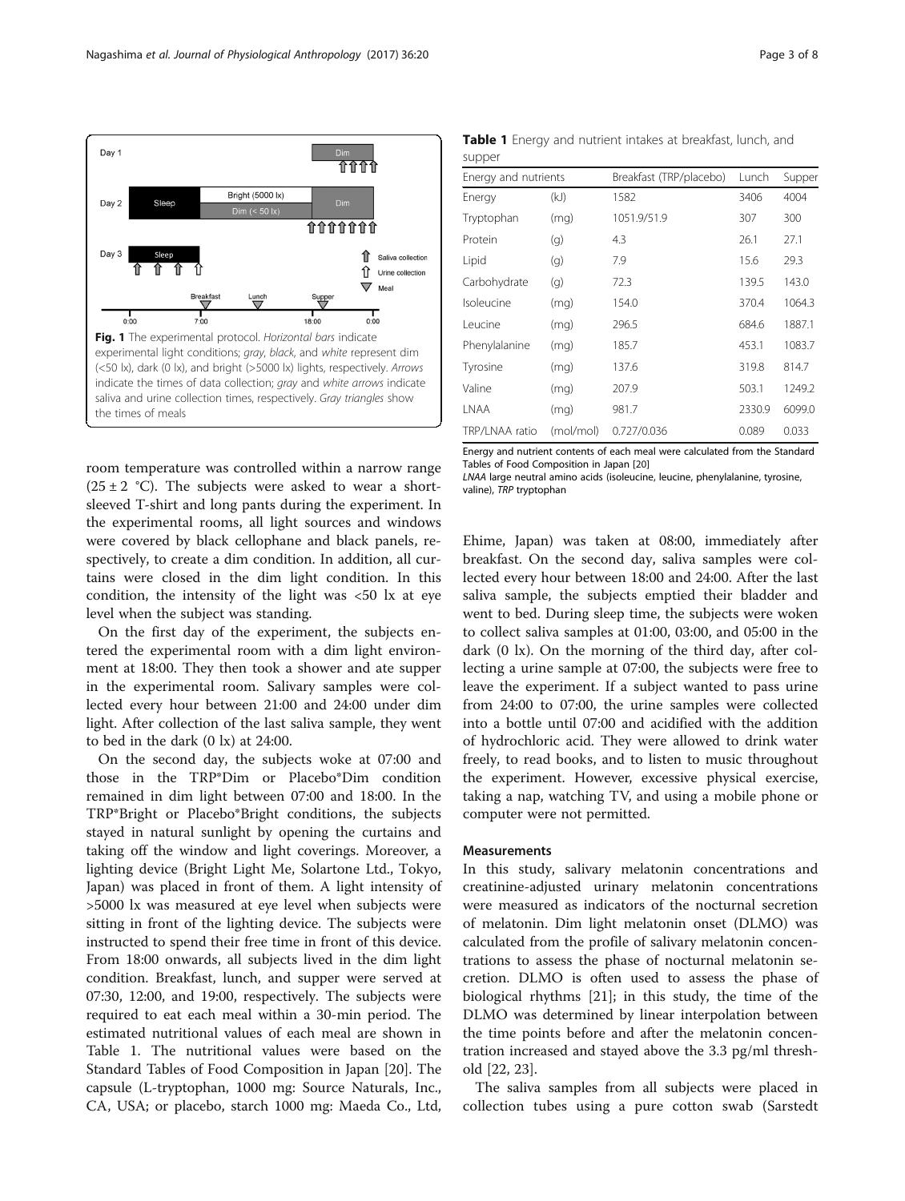Fig. 1 The experimental protocol. *Horizontal bars* indicate experimental light conditions; *gray*, *black*, and *white* represent dim (<50 lx), dark (0 lx), and bright (>5000 lx) lights, respectively. *Arrows* indicate the times of data collection; *gray* and *white arrows* indicate saliva and urine collection times, respectively. *Gray triangles* show the times of meals

room temperature was controlled within a narrow range (25 ± 2 °C). The subjects were asked to wear a short-sleeved T-shirt and long pants during the experiment. In the experimental rooms, all light sources and windows were covered by black cellophane and black panels, respectively, to create a dim condition. In addition, all curtains were closed in the dim light condition. In this condition, the intensity of the light was <50 lx at eye level when the subject was standing.

On the first day of the experiment, the subjects entered the experimental room with a dim light environment at 18:00. They then took a shower and ate supper in the experimental room. Salivary samples were collected every hour between 21:00 and 24:00 under dim light. After collection of the last saliva sample, they went to bed in the dark (0 lx) at 24:00.

On the second day, the subjects woke at 07:00 and those in the TRP*Dim or Placebo*Dim condition remained in dim light between 07:00 and 18:00. In the TRP*Bright or Placebo*Bright conditions, the subjects stayed in natural sunlight by opening the curtains and taking off the window and light coverings. Moreover, a lighting device (Bright Light Me, Solartone Ltd., Tokyo, Japan) was placed in front of them. A light intensity of >5000 lx was measured at eye level when subjects were sitting in front of the lighting device. The subjects were instructed to spend their free time in front of this device. From 18:00 onwards, all subjects lived in the dim light condition. Breakfast, lunch, and supper were served at 07:30, 12:00, and 19:00, respectively. The subjects were required to eat each meal within a 30-min period. The estimated nutritional values of each meal are shown in Table 1. The nutritional values were based on the Standard Tables of Food Composition in Japan [20]. The capsule (L-tryptophan, 1000 mg: Source Naturals, Inc., CA, USA; or placebo, starch 1000 mg: Maeda Co., Ltd, Ehime, Japan) was taken at 08:00, immediately after breakfast. On the second day, saliva samples were collected every hour between 18:00 and 24:00. After the last saliva sample, the subjects emptied their bladder and went to bed. During sleep time, the subjects were woken to collect saliva samples at 01:00, 03:00, and 05:00 in the dark (0 lx). On the morning of the third day, after collecting a urine sample at 07:00, the subjects were free to leave the experiment. If a subject wanted to pass urine from 24:00 to 07:00, the urine samples were collected into a bottle until 07:00 and acidified with the addition of hydrochloric acid. They were allowed to drink water freely, to read books, and to listen to music throughout the experiment. However, excessive physical exercise, taking a nap, watching TV, and using a mobile phone or computer were not permitted.

**Table 1** Energy and nutrient intakes at breakfast, lunch, and supper

| Energy and nutrients | | Breakfast (TRP/placebo) | Lunch | Supper |
|---|---|---|---|---|
| Energy | (kJ) | 1582 | 3406 | 4004 |
| Tryptophan | (mg) | 1051.9/51.9 | 307 | 300 |
| Protein | (g) | 4.3 | 26.1 | 27.1 |
| Lipid | (g) | 7.9 | 15.6 | 29.3 |
| Carbohydrate | (g) | 72.3 | 139.5 | 143.0 |
| Isoleucine | (mg) | 154.0 | 370.4 | 1064.3 |
| Leucine | (mg) | 296.5 | 684.6 | 1887.1 |
| Phenylalanine | (mg) | 185.7 | 453.1 | 1083.7 |
| Tyrosine | (mg) | 137.6 | 319.8 | 814.7 |
| Valine | (mg) | 207.9 | 503.1 | 1249.2 |
| LNAA | (mg) | 981.7 | 2330.9 | 6099.0 |
| TRP/LNAA ratio | (mol/mol) | 0.727/0.036 | 0.089 | 0.033 |

Energy and nutrient contents of each meal were calculated from the Standard Tables of Food Composition in Japan [20]

*LNAA* large neutral amino acids (isoleucine, leucine, phenylalanine, tyrosine, valine), *TRP* tryptophan

### Measurements

In this study, salivary melatonin concentrations and creatinine-adjusted urinary melatonin concentrations were measured as indicators of the nocturnal secretion of melatonin. Dim light melatonin onset (DLMO) was calculated from the profile of salivary melatonin concentrations to assess the phase of nocturnal melatonin secretion. DLMO is often used to assess the phase of biological rhythms [21]; in this study, the time of the DLMO was determined by linear interpolation between the time points before and after the melatonin concentration increased and stayed above the 3.3 pg/ml threshold [22, 23].

The saliva samples from all subjects were placed in collection tubes using a pure cotton swab (Sarstedt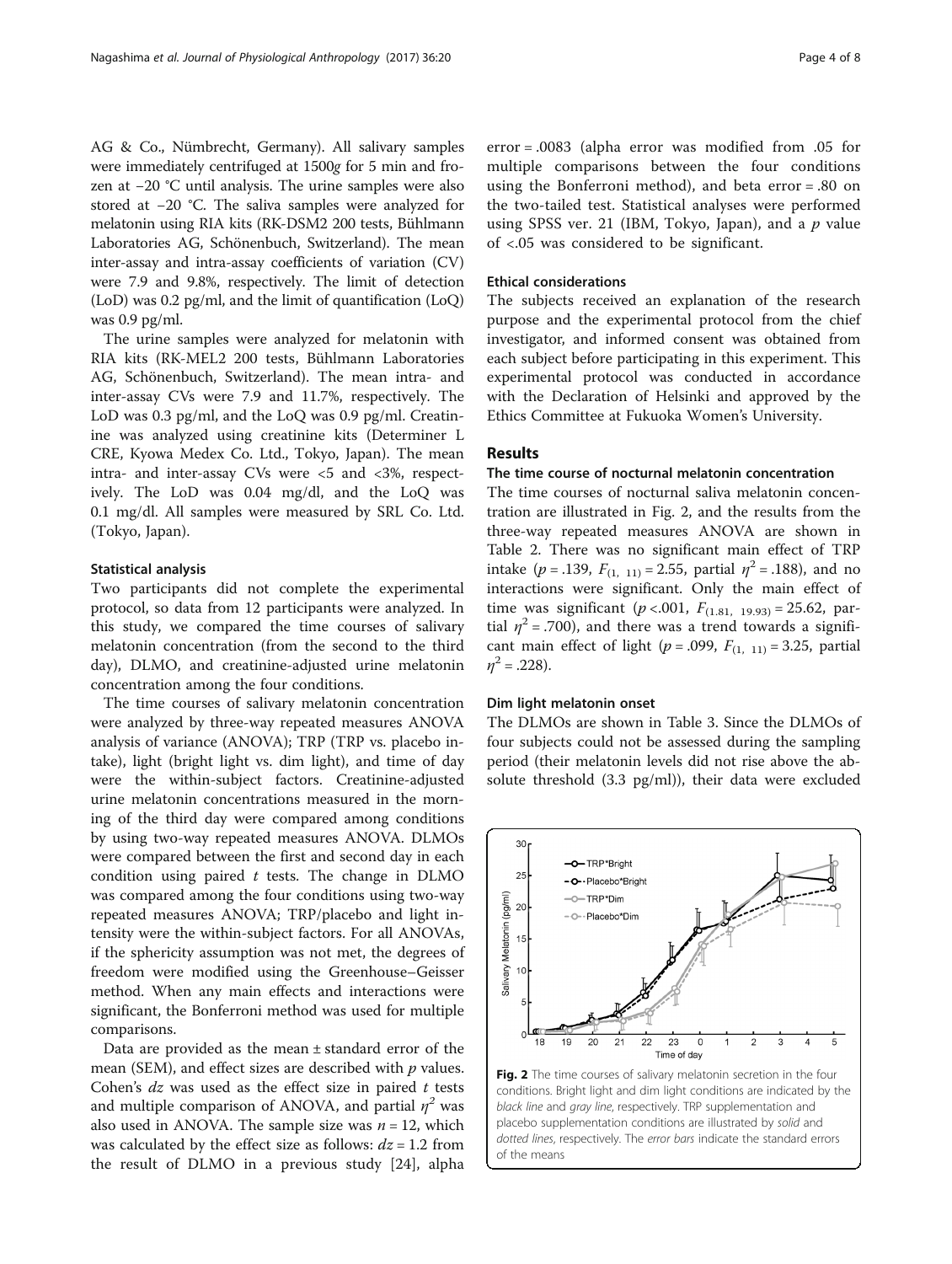AG & Co., Nümbrecht, Germany). All salivary samples were immediately centrifuged at 1500*g* for 5 min and frozen at −20 °C until analysis. The urine samples were also stored at −20 °C. The saliva samples were analyzed for melatonin using RIA kits (RK-DSM2 200 tests, Bühlmann Laboratories AG, Schönenbuch, Switzerland). The mean inter-assay and intra-assay coefficients of variation (CV) were 7.9 and 9.8%, respectively. The limit of detection (LoD) was 0.2 pg/ml, and the limit of quantification (LoQ) was 0.9 pg/ml.

The urine samples were analyzed for melatonin with RIA kits (RK-MEL2 200 tests, Bühlmann Laboratories AG, Schönenbuch, Switzerland). The mean intra- and inter-assay CVs were 7.9 and 11.7%, respectively. The LoD was 0.3 pg/ml, and the LoQ was 0.9 pg/ml. Creatinine was analyzed using creatinine kits (Determiner L CRE, Kyowa Medex Co. Ltd., Tokyo, Japan). The mean intra- and inter-assay CVs were <5 and <3%, respectively. The LoD was 0.04 mg/dl, and the LoQ was 0.1 mg/dl. All samples were measured by SRL Co. Ltd. (Tokyo, Japan).

### Statistical analysis

Two participants did not complete the experimental protocol, so data from 12 participants were analyzed. In this study, we compared the time courses of salivary melatonin concentration (from the second to the third day), DLMO, and creatinine-adjusted urine melatonin concentration among the four conditions.

The time courses of salivary melatonin concentration were analyzed by three-way repeated measures ANOVA analysis of variance (ANOVA); TRP (TRP vs. placebo intake), light (bright light vs. dim light), and time of day were the within-subject factors. Creatinine-adjusted urine melatonin concentrations measured in the morning of the third day were compared among conditions by using two-way repeated measures ANOVA. DLMOs were compared between the first and second day in each condition using paired *t* tests. The change in DLMO was compared among the four conditions using two-way repeated measures ANOVA; TRP/placebo and light intensity were the within-subject factors. For all ANOVAs, if the sphericity assumption was not met, the degrees of freedom were modified using the Greenhouse–Geisser method. When any main effects and interactions were significant, the Bonferroni method was used for multiple comparisons.

Data are provided as the mean ± standard error of the mean (SEM), and effect sizes are described with *p* values. Cohen's $dz$ was used as the effect size in paired *t* tests and multiple comparison of ANOVA, and partial $\eta^2$ was also used in ANOVA. The sample size was $n = 12$, which was calculated by the effect size as follows: $dz = 1.2$ from the result of DLMO in a previous study [24], alpha error = .0083 (alpha error was modified from .05 for multiple comparisons between the four conditions using the Bonferroni method), and beta error = .80 on the two-tailed test. Statistical analyses were performed using SPSS ver. 21 (IBM, Tokyo, Japan), and a *p* value of <.05 was considered to be significant.

### Ethical considerations

The subjects received an explanation of the research purpose and the experimental protocol from the chief investigator, and informed consent was obtained from each subject before participating in this experiment. This experimental protocol was conducted in accordance with the Declaration of Helsinki and approved by the Ethics Committee at Fukuoka Women's University.

## Results

### The time course of nocturnal melatonin concentration

The time courses of nocturnal saliva melatonin concentration are illustrated in Fig. 2, and the results from the three-way repeated measures ANOVA are shown in Table 2. There was no significant main effect of TRP intake ($p = .139$, $F_{(1,\ 11)} = 2.55$, partial $\eta^2 = .188$), and no interactions were significant. Only the main effect of time was significant ($p < .001$, $F_{(1.81,\ 19.93)} = 25.62$, partial $\eta^2 = .700$), and there was a trend towards a significant main effect of light ($p = .099$, $F_{(1,\ 11)} = 3.25$, partial $\eta^2 = .228$).

### Dim light melatonin onset

The DLMOs are shown in Table 3. Since the DLMOs of four subjects could not be assessed during the sampling period (their melatonin levels did not rise above the absolute threshold (3.3 pg/ml)), their data were excluded

**Fig. 2** The time courses of salivary melatonin secretion in the four conditions. Bright light and dim light conditions are indicated by the *black line* and *gray line*, respectively. TRP supplementation and placebo supplementation conditions are illustrated by *solid* and *dotted lines*, respectively. The *error bars* indicate the standard errors of the means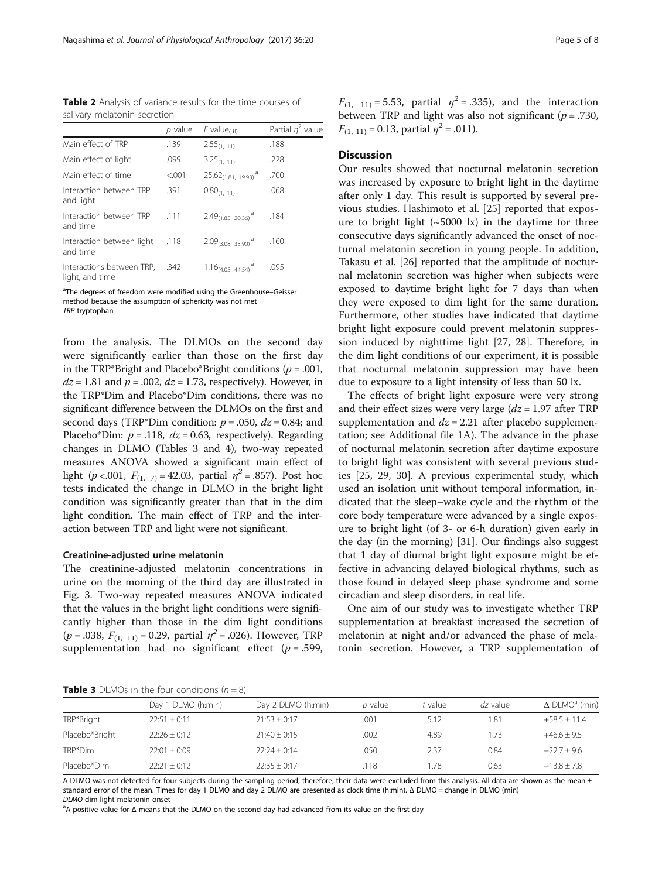**Table 2** Analysis of variance results for the time courses of salivary melatonin secretion

| | *p* value | *F* value$_{(df)}$ | Partial $\eta^2$ value |
|---|---|---|---|
| Main effect of TRP | .139 | $2.55_{(1, 11)}$ | .188 |
| Main effect of light | .099 | $3.25_{(1, 11)}$ | .228 |
| Main effect of time | <.001 | $25.62_{(1.81, 19.93)}$ [a] | .700 |
| Interaction between TRP and light | .391 | $0.80_{(1, 11)}$ | .068 |
| Interaction between TRP and time | .111 | $2.49_{(1.85, 20.36)}$ [a] | .184 |
| Interaction between light and time | .118 | $2.09_{(3.08, 33.90)}$ [a] | .160 |
| Interactions between TRP, light, and time | .342 | $1.16_{(4.05, 44.54)}$ [a] | .095 |

[a]The degrees of freedom were modified using the Greenhouse–Geisser method because the assumption of sphericity was not met
*TRP* tryptophan

from the analysis. The DLMOs on the second day were significantly earlier than those on the first day in the TRP*Bright and Placebo*Bright conditions ($p = .001$, $dz = 1.81$ and $p = .002$, $dz = 1.73$, respectively). However, in the TRP*Dim and Placebo*Dim conditions, there was no significant difference between the DLMOs on the first and second days (TRP*Dim condition: $p = .050$, $dz = 0.84$; and Placebo*Dim: $p = .118$, $dz = 0.63$, respectively). Regarding changes in DLMO (Tables 3 and 4), two-way repeated measures ANOVA showed a significant main effect of light ($p < .001$, $F_{(1, 7)} = 42.03$, partial $\eta^2 = .857$). Post hoc tests indicated the change in DLMO in the bright light condition was significantly greater than that in the dim light condition. The main effect of TRP and the interaction between TRP and light were not significant.

#### Creatinine-adjusted urine melatonin

The creatinine-adjusted melatonin concentrations in urine on the morning of the third day are illustrated in Fig. 3. Two-way repeated measures ANOVA indicated that the values in the bright light conditions were significantly higher than those in the dim light conditions ($p = .038$, $F_{(1, 11)} = 0.29$, partial $\eta^2 = .026$). However, TRP supplementation had no significant effect ($p = .599$, $F_{(1, 11)} = 5.53$, partial $\eta^2 = .335$), and the interaction between TRP and light was also not significant ($p = .730$, $F_{(1, 11)} = 0.13$, partial $\eta^2 = .011$).

## Discussion

Our results showed that nocturnal melatonin secretion was increased by exposure to bright light in the daytime after only 1 day. This result is supported by several previous studies. Hashimoto et al. [25] reported that exposure to bright light (~5000 lx) in the daytime for three consecutive days significantly advanced the onset of nocturnal melatonin secretion in young people. In addition, Takasu et al. [26] reported that the amplitude of nocturnal melatonin secretion was higher when subjects were exposed to daytime bright light for 7 days than when they were exposed to dim light for the same duration. Furthermore, other studies have indicated that daytime bright light exposure could prevent melatonin suppression induced by nighttime light [27, 28]. Therefore, in the dim light conditions of our experiment, it is possible that nocturnal melatonin suppression may have been due to exposure to a light intensity of less than 50 lx.

The effects of bright light exposure were very strong and their effect sizes were very large ($dz = 1.97$ after TRP supplementation and $dz = 2.21$ after placebo supplementation; see Additional file 1A). The advance in the phase of nocturnal melatonin secretion after daytime exposure to bright light was consistent with several previous studies [25, 29, 30]. A previous experimental study, which used an isolation unit without temporal information, indicated that the sleep–wake cycle and the rhythm of the core body temperature were advanced by a single exposure to bright light (of 3- or 6-h duration) given early in the day (in the morning) [31]. Our findings also suggest that 1 day of diurnal bright light exposure might be effective in advancing delayed biological rhythms, such as those found in delayed sleep phase syndrome and some circadian and sleep disorders, in real life.

One aim of our study was to investigate whether TRP supplementation at breakfast increased the secretion of melatonin at night and/or advanced the phase of melatonin secretion. However, a TRP supplementation of

**Table 3** DLMOs in the four conditions ($n = 8$)

| | Day 1 DLMO (h:min) | Day 2 DLMO (h:min) | *p* value | *t* value | *dz* value | Δ DLMO[a] (min) |
|---|---|---|---|---|---|---|
| TRP*Bright | 22:51 ± 0:11 | 21:53 ± 0:17 | .001 | 5.12 | 1.81 | +58.5 ± 11.4 |
| Placebo*Bright | 22:26 ± 0:12 | 21:40 ± 0:15 | .002 | 4.89 | 1.73 | +46.6 ± 9.5 |
| TRP*Dim | 22:01 ± 0:09 | 22:24 ± 0:14 | .050 | 2.37 | 0.84 | −22.7 ± 9.6 |
| Placebo*Dim | 22:21 ± 0:12 | 22:35 ± 0:17 | .118 | 1.78 | 0.63 | −13.8 ± 7.8 |

A DLMO was not detected for four subjects during the sampling period; therefore, their data were excluded from this analysis. All data are shown as the mean ± standard error of the mean. Times for day 1 DLMO and day 2 DLMO are presented as clock time (h:min). Δ DLMO = change in DLMO (min)
*DLMO* dim light melatonin onset
[a]A positive value for Δ means that the DLMO on the second day had advanced from its value on the first day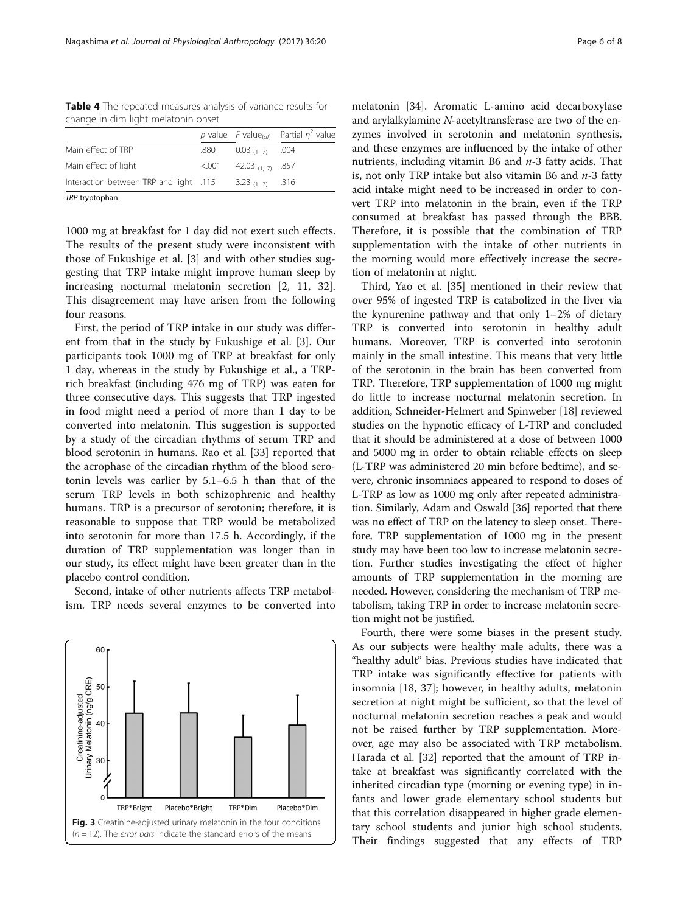**Table 4** The repeated measures analysis of variance results for change in dim light melatonin onset

| | *p* value | *F* value$_{(df)}$ | Partial $\eta^2$ value |
|---|---|---|---|
| Main effect of TRP | .880 | $0.03_{(1,7)}$ | .004 |
| Main effect of light | <.001 | $42.03_{(1,7)}$ | .857 |
| Interaction between TRP and light | .115 | $3.23_{(1,7)}$ | .316 |

*TRP* tryptophan

1000 mg at breakfast for 1 day did not exert such effects. The results of the present study were inconsistent with those of Fukushige et al. [3] and with other studies suggesting that TRP intake might improve human sleep by increasing nocturnal melatonin secretion [2, 11, 32]. This disagreement may have arisen from the following four reasons.

First, the period of TRP intake in our study was different from that in the study by Fukushige et al. [3]. Our participants took 1000 mg of TRP at breakfast for only 1 day, whereas in the study by Fukushige et al., a TRP-rich breakfast (including 476 mg of TRP) was eaten for three consecutive days. This suggests that TRP ingested in food might need a period of more than 1 day to be converted into melatonin. This suggestion is supported by a study of the circadian rhythms of serum TRP and blood serotonin in humans. Rao et al. [33] reported that the acrophase of the circadian rhythm of the blood serotonin levels was earlier by 5.1–6.5 h than that of the serum TRP levels in both schizophrenic and healthy humans. TRP is a precursor of serotonin; therefore, it is reasonable to suppose that TRP would be metabolized into serotonin for more than 17.5 h. Accordingly, if the duration of TRP supplementation was longer than in our study, its effect might have been greater than in the placebo control condition.

Second, intake of other nutrients affects TRP metabolism. TRP needs several enzymes to be converted into melatonin [34]. Aromatic L-amino acid decarboxylase and arylalkylamine *N*-acetyltransferase are two of the enzymes involved in serotonin and melatonin synthesis, and these enzymes are influenced by the intake of other nutrients, including vitamin B6 and *n*-3 fatty acids. That is, not only TRP intake but also vitamin B6 and *n*-3 fatty acid intake might need to be increased in order to convert TRP into melatonin in the brain, even if the TRP consumed at breakfast has passed through the BBB. Therefore, it is possible that the combination of TRP supplementation with the intake of other nutrients in the morning would more effectively increase the secretion of melatonin at night.

Fig. 3 Creatinine-adjusted urinary melatonin in the four conditions ($n = 12$). The *error bars* indicate the standard errors of the means

Third, Yao et al. [35] mentioned in their review that over 95% of ingested TRP is catabolized in the liver via the kynurenine pathway and that only 1–2% of dietary TRP is converted into serotonin in healthy adult humans. Moreover, TRP is converted into serotonin mainly in the small intestine. This means that very little of the serotonin in the brain has been converted from TRP. Therefore, TRP supplementation of 1000 mg might do little to increase nocturnal melatonin secretion. In addition, Schneider-Helmert and Spinweber [18] reviewed studies on the hypnotic efficacy of L-TRP and concluded that it should be administered at a dose of between 1000 and 5000 mg in order to obtain reliable effects on sleep (L-TRP was administered 20 min before bedtime), and severe, chronic insomniacs appeared to respond to doses of L-TRP as low as 1000 mg only after repeated administration. Similarly, Adam and Oswald [36] reported that there was no effect of TRP on the latency to sleep onset. Therefore, TRP supplementation of 1000 mg in the present study may have been too low to increase melatonin secretion. Further studies investigating the effect of higher amounts of TRP supplementation in the morning are needed. However, considering the mechanism of TRP metabolism, taking TRP in order to increase melatonin secretion might not be justified.

Fourth, there were some biases in the present study. As our subjects were healthy male adults, there was a "healthy adult" bias. Previous studies have indicated that TRP intake was significantly effective for patients with insomnia [18, 37]; however, in healthy adults, melatonin secretion at night might be sufficient, so that the level of nocturnal melatonin secretion reaches a peak and would not be raised further by TRP supplementation. Moreover, age may also be associated with TRP metabolism. Harada et al. [32] reported that the amount of TRP intake at breakfast was significantly correlated with the inherited circadian type (morning or evening type) in infants and lower grade elementary school students but that this correlation disappeared in higher grade elementary school students and junior high school students. Their findings suggested that any effects of TRP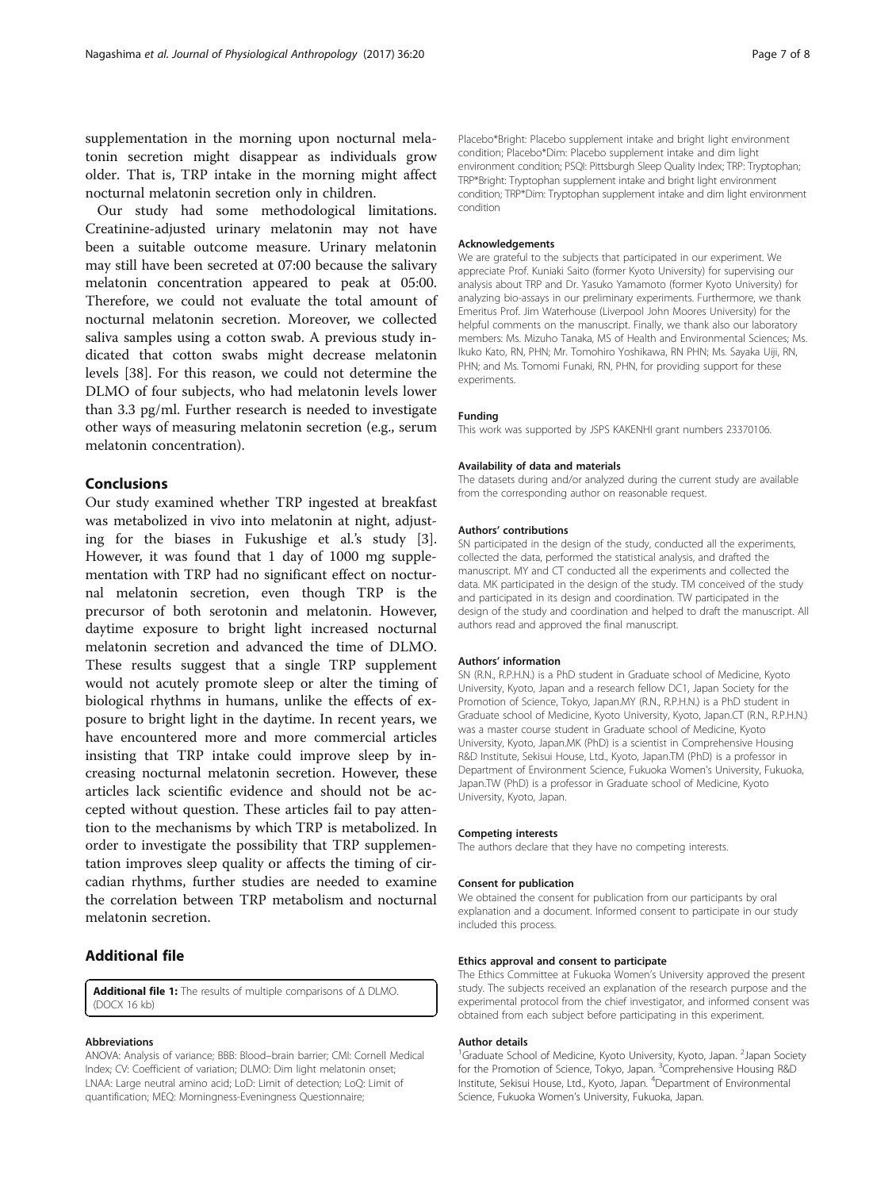supplementation in the morning upon nocturnal melatonin secretion might disappear as individuals grow older. That is, TRP intake in the morning might affect nocturnal melatonin secretion only in children.

Our study had some methodological limitations. Creatinine-adjusted urinary melatonin may not have been a suitable outcome measure. Urinary melatonin may still have been secreted at 07:00 because the salivary melatonin concentration appeared to peak at 05:00. Therefore, we could not evaluate the total amount of nocturnal melatonin secretion. Moreover, we collected saliva samples using a cotton swab. A previous study indicated that cotton swabs might decrease melatonin levels [38]. For this reason, we could not determine the DLMO of four subjects, who had melatonin levels lower than 3.3 pg/ml. Further research is needed to investigate other ways of measuring melatonin secretion (e.g., serum melatonin concentration).

## Conclusions

Our study examined whether TRP ingested at breakfast was metabolized in vivo into melatonin at night, adjusting for the biases in Fukushige et al.'s study [3]. However, it was found that 1 day of 1000 mg supplementation with TRP had no significant effect on nocturnal melatonin secretion, even though TRP is the precursor of both serotonin and melatonin. However, daytime exposure to bright light increased nocturnal melatonin secretion and advanced the time of DLMO. These results suggest that a single TRP supplement would not acutely promote sleep or alter the timing of biological rhythms in humans, unlike the effects of exposure to bright light in the daytime. In recent years, we have encountered more and more commercial articles insisting that TRP intake could improve sleep by increasing nocturnal melatonin secretion. However, these articles lack scientific evidence and should not be accepted without question. These articles fail to pay attention to the mechanisms by which TRP is metabolized. In order to investigate the possibility that TRP supplementation improves sleep quality or affects the timing of circadian rhythms, further studies are needed to examine the correlation between TRP metabolism and nocturnal melatonin secretion.

## Additional file

**Additional file 1:** The results of multiple comparisons of Δ DLMO. (DOCX 16 kb)

#### Abbreviations

ANOVA: Analysis of variance; BBB: Blood–brain barrier; CMI: Cornell Medical Index; CV: Coefficient of variation; DLMO: Dim light melatonin onset; LNAA: Large neutral amino acid; LoD: Limit of detection; LoQ: Limit of quantification; MEQ: Morningness-Eveningness Questionnaire; Placebo*Bright: Placebo supplement intake and bright light environment condition; Placebo*Dim: Placebo supplement intake and dim light environment condition; PSQI: Pittsburgh Sleep Quality Index; TRP: Tryptophan; TRP*Bright: Tryptophan supplement intake and bright light environment condition; TRP*Dim: Tryptophan supplement intake and dim light environment condition

#### Acknowledgements

We are grateful to the subjects that participated in our experiment. We appreciate Prof. Kuniaki Saito (former Kyoto University) for supervising our analysis about TRP and Dr. Yasuko Yamamoto (former Kyoto University) for analyzing bio-assays in our preliminary experiments. Furthermore, we thank Emeritus Prof. Jim Waterhouse (Liverpool John Moores University) for the helpful comments on the manuscript. Finally, we thank also our laboratory members: Ms. Mizuho Tanaka, MS of Health and Environmental Sciences; Ms. Ikuko Kato, RN, PHN; Mr. Tomohiro Yoshikawa, RN PHN; Ms. Sayaka Uiji, RN, PHN; and Ms. Tomomi Funaki, RN, PHN, for providing support for these experiments.

#### Funding

This work was supported by JSPS KAKENHI grant numbers 23370106.

#### Availability of data and materials

The datasets during and/or analyzed during the current study are available from the corresponding author on reasonable request.

#### Authors' contributions

SN participated in the design of the study, conducted all the experiments, collected the data, performed the statistical analysis, and drafted the manuscript. MY and CT conducted all the experiments and collected the data. MK participated in the design of the study. TM conceived of the study and participated in its design and coordination. TW participated in the design of the study and coordination and helped to draft the manuscript. All authors read and approved the final manuscript.

#### Authors' information

SN (R.N., R.P.H.N.) is a PhD student in Graduate school of Medicine, Kyoto University, Kyoto, Japan and a research fellow DC1, Japan Society for the Promotion of Science, Tokyo, Japan.MY (R.N., R.P.H.N.) is a PhD student in Graduate school of Medicine, Kyoto University, Kyoto, Japan.CT (R.N., R.P.H.N.) was a master course student in Graduate school of Medicine, Kyoto University, Kyoto, Japan.MK (PhD) is a scientist in Comprehensive Housing R&D Institute, Sekisui House, Ltd., Kyoto, Japan.TM (PhD) is a professor in Department of Environment Science, Fukuoka Women's University, Fukuoka, Japan.TW (PhD) is a professor in Graduate school of Medicine, Kyoto University, Kyoto, Japan.

#### Competing interests

The authors declare that they have no competing interests.

#### Consent for publication

We obtained the consent for publication from our participants by oral explanation and a document. Informed consent to participate in our study included this process.

#### Ethics approval and consent to participate

The Ethics Committee at Fukuoka Women's University approved the present study. The subjects received an explanation of the research purpose and the experimental protocol from the chief investigator, and informed consent was obtained from each subject before participating in this experiment.

#### Author details

[1]Graduate School of Medicine, Kyoto University, Kyoto, Japan. [2]Japan Society for the Promotion of Science, Tokyo, Japan. [3]Comprehensive Housing R&D Institute, Sekisui House, Ltd., Kyoto, Japan. [4]Department of Environmental Science, Fukuoka Women's University, Fukuoka, Japan.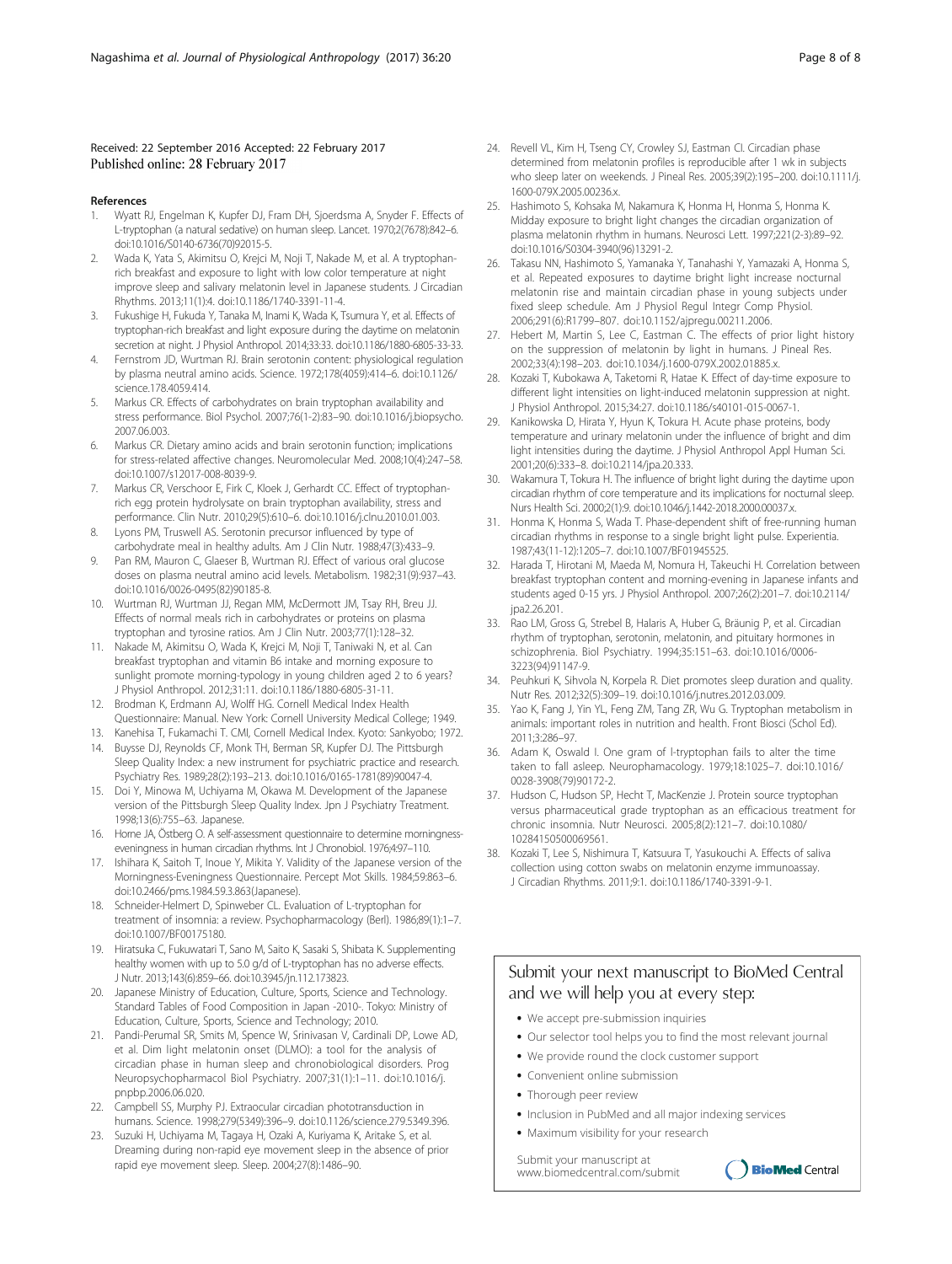Received: 22 September 2016 Accepted: 22 February 2017
Published online: 28 February 2017

## References

1. Wyatt RJ, Engelman K, Kupfer DJ, Fram DH, Sjoerdsma A, Snyder F. Effects of L-tryptophan (a natural sedative) on human sleep. Lancet. 1970;2(7678):842–6. doi:10.1016/S0140-6736(70)92015-5.
2. Wada K, Yata S, Akimitsu O, Krejci M, Noji T, Nakade M, et al. A tryptophan-rich breakfast and exposure to light with low color temperature at night improve sleep and salivary melatonin level in Japanese students. J Circadian Rhythms. 2013;11(1):4. doi:10.1186/1740-3391-11-4.
3. Fukushige H, Fukuda Y, Tanaka M, Inami K, Wada K, Tsumura Y, et al. Effects of tryptophan-rich breakfast and light exposure during the daytime on melatonin secretion at night. J Physiol Anthropol. 2014;33:33. doi:10.1186/1880-6805-33-33.
4. Fernstrom JD, Wurtman RJ. Brain serotonin content: physiological regulation by plasma neutral amino acids. Science. 1972;178(4059):414–6. doi:10.1126/science.178.4059.414.
5. Markus CR. Effects of carbohydrates on brain tryptophan availability and stress performance. Biol Psychol. 2007;76(1-2):83–90. doi:10.1016/j.biopsycho.2007.06.003.
6. Markus CR. Dietary amino acids and brain serotonin function; implications for stress-related affective changes. Neuromolecular Med. 2008;10(4):247–58. doi:10.1007/s12017-008-8039-9.
7. Markus CR, Verschoor E, Firk C, Kloek J, Gerhardt CC. Effect of tryptophan-rich egg protein hydrolysate on brain tryptophan availability, stress and performance. Clin Nutr. 2010;29(5):610–6. doi:10.1016/j.clnu.2010.01.003.
8. Lyons PM, Truswell AS. Serotonin precursor influenced by type of carbohydrate meal in healthy adults. Am J Clin Nutr. 1988;47(3):433–9.
9. Pan RM, Mauron C, Glaeser B, Wurtman RJ. Effect of various oral glucose doses on plasma neutral amino acid levels. Metabolism. 1982;31(9):937–43. doi:10.1016/0026-0495(82)90185-8.
10. Wurtman RJ, Wurtman JJ, Regan MM, McDermott JM, Tsay RH, Breu JJ. Effects of normal meals rich in carbohydrates or proteins on plasma tryptophan and tyrosine ratios. Am J Clin Nutr. 2003;77(1):128–32.
11. Nakade M, Akimitsu O, Wada K, Krejci M, Noji T, Taniwaki N, et al. Can breakfast tryptophan and vitamin B6 intake and morning exposure to sunlight promote morning-typology in young children aged 2 to 6 years? J Physiol Anthropol. 2012;31:11. doi:10.1186/1880-6805-31-11.
12. Brodman K, Erdmann AJ, Wolff HG. Cornell Medical Index Health Questionnaire: Manual. New York: Cornell University Medical College; 1949.
13. Kanehisa T, Fukamachi T. CMI, Cornell Medical Index. Kyoto: Sankyobo; 1972.
14. Buysse DJ, Reynolds CF, Monk TH, Berman SR, Kupfer DJ. The Pittsburgh Sleep Quality Index: a new instrument for psychiatric practice and research. Psychiatry Res. 1989;28(2):193–213. doi:10.1016/0165-1781(89)90047-4.
15. Doi Y, Minowa M, Uchiyama M, Okawa M. Development of the Japanese version of the Pittsburgh Sleep Quality Index. Jpn J Psychiatry Treatment. 1998;13(6):755–63. Japanese.
16. Horne JA, Östberg O. A self-assessment questionnaire to determine morningness-eveningness in human circadian rhythms. Int J Chronobiol. 1976;4:97–110.
17. Ishihara K, Saitoh T, Inoue Y, Mikita Y. Validity of the Japanese version of the Morningness-Eveningness Questionnaire. Percept Mot Skills. 1984;59:863–6. doi:10.2466/pms.1984.59.3.863(Japanese).
18. Schneider-Helmert D, Spinweber CL. Evaluation of L-tryptophan for treatment of insomnia: a review. Psychopharmacology (Berl). 1986;89(1):1–7. doi:10.1007/BF00175180.
19. Hiratsuka C, Fukuwatari T, Sano M, Saito K, Sasaki S, Shibata K. Supplementing healthy women with up to 5.0 g/d of L-tryptophan has no adverse effects. J Nutr. 2013;143(6):859–66. doi:10.3945/jn.112.173823.
20. Japanese Ministry of Education, Culture, Sports, Science and Technology. Standard Tables of Food Composition in Japan -2010-. Tokyo: Ministry of Education, Culture, Sports, Science and Technology; 2010.
21. Pandi-Perumal SR, Smits M, Spence W, Srinivasan V, Cardinali DP, Lowe AD, et al. Dim light melatonin onset (DLMO): a tool for the analysis of circadian phase in human sleep and chronobiological disorders. Prog Neuropsychopharmacol Biol Psychiatry. 2007;31(1):1–11. doi:10.1016/j.pnpbp.2006.06.020.
22. Campbell SS, Murphy PJ. Extraocular circadian phototransduction in humans. Science. 1998;279(5349):396–9. doi:10.1126/science.279.5349.396.
23. Suzuki H, Uchiyama M, Tagaya H, Ozaki A, Kuriyama K, Aritake S, et al. Dreaming during non-rapid eye movement sleep in the absence of prior rapid eye movement sleep. Sleep. 2004;27(8):1486–90.
24. Revell VL, Kim H, Tseng CY, Crowley SJ, Eastman CI. Circadian phase determined from melatonin profiles is reproducible after 1 wk in subjects who sleep later on weekends. J Pineal Res. 2005;39(2):195–200. doi:10.1111/j.1600-079X.2005.00236.x.
25. Hashimoto S, Kohsaka M, Nakamura K, Honma H, Honma S, Honma K. Midday exposure to bright light changes the circadian organization of plasma melatonin rhythm in humans. Neurosci Lett. 1997;221(2-3):89–92. doi:10.1016/S0304-3940(96)13291-2.
26. Takasu NN, Hashimoto S, Yamanaka Y, Tanahashi Y, Yamazaki A, Honma S, et al. Repeated exposures to daytime bright light increase nocturnal melatonin rise and maintain circadian phase in young subjects under fixed sleep schedule. Am J Physiol Regul Integr Comp Physiol. 2006;291(6):R1799–807. doi:10.1152/ajpregu.00211.2006.
27. Hebert M, Martin S, Lee C, Eastman C. The effects of prior light history on the suppression of melatonin by light in humans. J Pineal Res. 2002;33(4):198–203. doi:10.1034/j.1600-079X.2002.01885.x.
28. Kozaki T, Kubokawa A, Taketomi R, Hatae K. Effect of day-time exposure to different light intensities on light-induced melatonin suppression at night. J Physiol Anthropol. 2015;34:27. doi:10.1186/s40101-015-0067-1.
29. Kanikowska D, Hirata Y, Hyun K, Tokura H. Acute phase proteins, body temperature and urinary melatonin under the influence of bright and dim light intensities during the daytime. J Physiol Anthropol Appl Human Sci. 2001;20(6):333–8. doi:10.2114/jpa.20.333.
30. Wakamura T, Tokura H. The influence of bright light during the daytime upon circadian rhythm of core temperature and its implications for nocturnal sleep. Nurs Health Sci. 2000;2(1):9. doi:10.1046/j.1442-2018.2000.00037.x.
31. Honma K, Honma S, Wada T. Phase-dependent shift of free-running human circadian rhythms in response to a single bright light pulse. Experientia. 1987;43(11-12):1205–7. doi:10.1007/BF01945525.
32. Harada T, Hirotani M, Maeda M, Nomura H, Takeuchi H. Correlation between breakfast tryptophan content and morning-evening in Japanese infants and students aged 0-15 yrs. J Physiol Anthropol. 2007;26(2):201–7. doi:10.2114/jpa2.26.201.
33. Rao LM, Gross G, Strebel B, Halaris A, Huber G, Bräunig P, et al. Circadian rhythm of tryptophan, serotonin, melatonin, and pituitary hormones in schizophrenia. Biol Psychiatry. 1994;35:151–63. doi:10.1016/0006-3223(94)91147-9.
34. Peuhkuri K, Sihvola N, Korpela R. Diet promotes sleep duration and quality. Nutr Res. 2012;32(5):309–19. doi:10.1016/j.nutres.2012.03.009.
35. Yao K, Fang J, Yin YL, Feng ZM, Tang ZR, Wu G. Tryptophan metabolism in animals: important roles in nutrition and health. Front Biosci (Schol Ed). 2011;3:286–97.
36. Adam K, Oswald I. One gram of l-tryptophan fails to alter the time taken to fall asleep. Neuropharmacology. 1979;18:1025–7. doi:10.1016/0028-3908(79)90172-2.
37. Hudson C, Hudson SP, Hecht T, MacKenzie J. Protein source tryptophan versus pharmaceutical grade tryptophan as an efficacious treatment for chronic insomnia. Nutr Neurosci. 2005;8(2):121–7. doi:10.1080/10284150500069561.
38. Kozaki T, Lee S, Nishimura T, Katsuura T, Yasukouchi A. Effects of saliva collection using cotton swabs on melatonin enzyme immunoassay. J Circadian Rhythms. 2011;9:1. doi:10.1186/1740-3391-9-1.

Submit your next manuscript to BioMed Central and we will help you at every step:

- We accept pre-submission inquiries
- Our selector tool helps you to find the most relevant journal
- We provide round the clock customer support
- Convenient online submission
- Thorough peer review
- Inclusion in PubMed and all major indexing services
- Maximum visibility for your research

Submit your manuscript at
www.biomedcentral.com/submit

BioMed Central